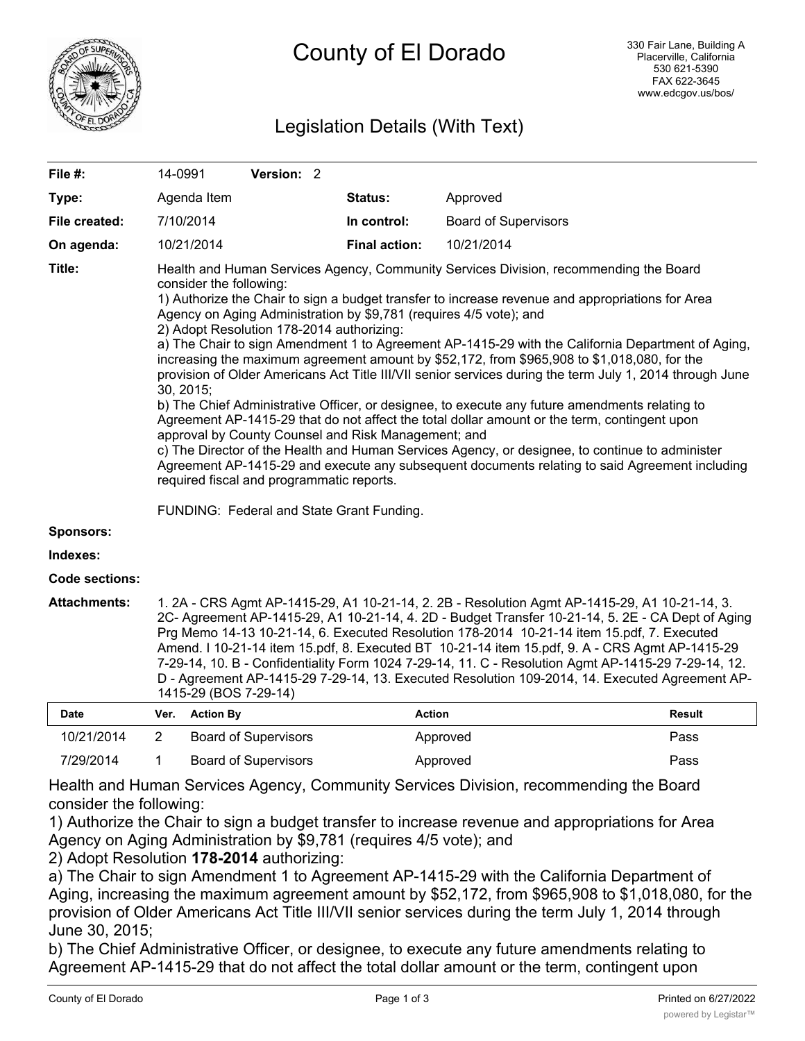# County of El Dorado

330 Fair Lane, Building A
Placerville, California
530 621-5390
FAX 622-3645
www.edcgov.us/bos/

## Legislation Details (With Text)

| | | | |
|---|---|---|---|
| **File #:** | 14-0991 **Version:** 2 | | |
| **Type:** | Agenda Item | **Status:** | Approved |
| **File created:** | 7/10/2014 | **In control:** | Board of Supervisors |
| **On agenda:** | 10/21/2014 | **Final action:** | 10/21/2014 |

**Title:** Health and Human Services Agency, Community Services Division, recommending the Board consider the following:
1) Authorize the Chair to sign a budget transfer to increase revenue and appropriations for Area Agency on Aging Administration by $9,781 (requires 4/5 vote); and
2) Adopt Resolution 178-2014 authorizing:
a) The Chair to sign Amendment 1 to Agreement AP-1415-29 with the California Department of Aging, increasing the maximum agreement amount by $52,172, from $965,908 to $1,018,080, for the provision of Older Americans Act Title III/VII senior services during the term July 1, 2014 through June 30, 2015;
b) The Chief Administrative Officer, or designee, to execute any future amendments relating to Agreement AP-1415-29 that do not affect the total dollar amount or the term, contingent upon approval by County Counsel and Risk Management; and
c) The Director of the Health and Human Services Agency, or designee, to continue to administer Agreement AP-1415-29 and execute any subsequent documents relating to said Agreement including required fiscal and programmatic reports.

FUNDING: Federal and State Grant Funding.

**Sponsors:**

**Indexes:**

**Code sections:**

**Attachments:** 1. 2A - CRS Agmt AP-1415-29, A1 10-21-14, 2. 2B - Resolution Agmt AP-1415-29, A1 10-21-14, 3. 2C- Agreement AP-1415-29, A1 10-21-14, 4. 2D - Budget Transfer 10-21-14, 5. 2E - CA Dept of Aging Prg Memo 14-13 10-21-14, 6. Executed Resolution 178-2014 10-21-14 item 15.pdf, 7. Executed Amend. I 10-21-14 item 15.pdf, 8. Executed BT 10-21-14 item 15.pdf, 9. A - CRS Agmt AP-1415-29 7-29-14, 10. B - Confidentiality Form 1024 7-29-14, 11. C - Resolution Agmt AP-1415-29 7-29-14, 12. D - Agreement AP-1415-29 7-29-14, 13. Executed Resolution 109-2014, 14. Executed Agreement AP-1415-29 (BOS 7-29-14)

| Date | Ver. | Action By | Action | Result |
|---|---|---|---|---|
| 10/21/2014 | 2 | Board of Supervisors | Approved | Pass |
| 7/29/2014 | 1 | Board of Supervisors | Approved | Pass |

Health and Human Services Agency, Community Services Division, recommending the Board consider the following:
1) Authorize the Chair to sign a budget transfer to increase revenue and appropriations for Area Agency on Aging Administration by $9,781 (requires 4/5 vote); and
2) Adopt Resolution **178-2014** authorizing:
a) The Chair to sign Amendment 1 to Agreement AP-1415-29 with the California Department of Aging, increasing the maximum agreement amount by $52,172, from $965,908 to $1,018,080, for the provision of Older Americans Act Title III/VII senior services during the term July 1, 2014 through June 30, 2015;
b) The Chief Administrative Officer, or designee, to execute any future amendments relating to Agreement AP-1415-29 that do not affect the total dollar amount or the term, contingent upon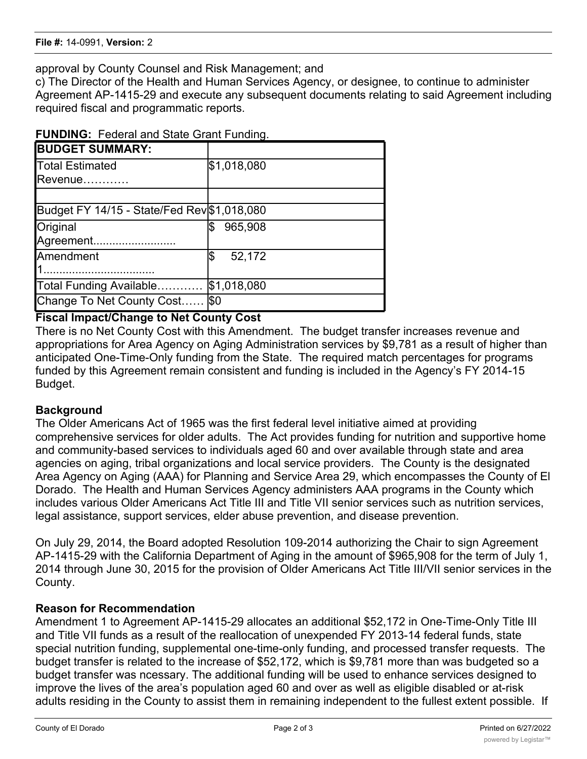approval by County Counsel and Risk Management; and

c) The Director of the Health and Human Services Agency, or designee, to continue to administer Agreement AP-1415-29 and execute any subsequent documents relating to said Agreement including required fiscal and programmatic reports.

**FUNDING:** Federal and State Grant Funding.

| **BUDGET SUMMARY:** | |
|---|---|
| Total Estimated Revenue………… | $1,018,080 |
| | |
| Budget FY 14/15 - State/Fed Rev | $1,018,080 |
| Original Agreement......................... | $ 965,908 |
| Amendment 1.................................. | $ 52,172 |
| Total Funding Available………… | $1,018,080 |
| Change To Net County Cost…… | $0 |

**Fiscal Impact/Change to Net County Cost**

There is no Net County Cost with this Amendment. The budget transfer increases revenue and appropriations for Area Agency on Aging Administration services by $9,781 as a result of higher than anticipated One-Time-Only funding from the State. The required match percentages for programs funded by this Agreement remain consistent and funding is included in the Agency's FY 2014-15 Budget.

**Background**

The Older Americans Act of 1965 was the first federal level initiative aimed at providing comprehensive services for older adults. The Act provides funding for nutrition and supportive home and community-based services to individuals aged 60 and over available through state and area agencies on aging, tribal organizations and local service providers. The County is the designated Area Agency on Aging (AAA) for Planning and Service Area 29, which encompasses the County of El Dorado. The Health and Human Services Agency administers AAA programs in the County which includes various Older Americans Act Title III and Title VII senior services such as nutrition services, legal assistance, support services, elder abuse prevention, and disease prevention.

On July 29, 2014, the Board adopted Resolution 109-2014 authorizing the Chair to sign Agreement AP-1415-29 with the California Department of Aging in the amount of $965,908 for the term of July 1, 2014 through June 30, 2015 for the provision of Older Americans Act Title III/VII senior services in the County.

**Reason for Recommendation**

Amendment 1 to Agreement AP-1415-29 allocates an additional $52,172 in One-Time-Only Title III and Title VII funds as a result of the reallocation of unexpended FY 2013-14 federal funds, state special nutrition funding, supplemental one-time-only funding, and processed transfer requests. The budget transfer is related to the increase of $52,172, which is $9,781 more than was budgeted so a budget transfer was ncessary. The additional funding will be used to enhance services designed to improve the lives of the area's population aged 60 and over as well as eligible disabled or at-risk adults residing in the County to assist them in remaining independent to the fullest extent possible. If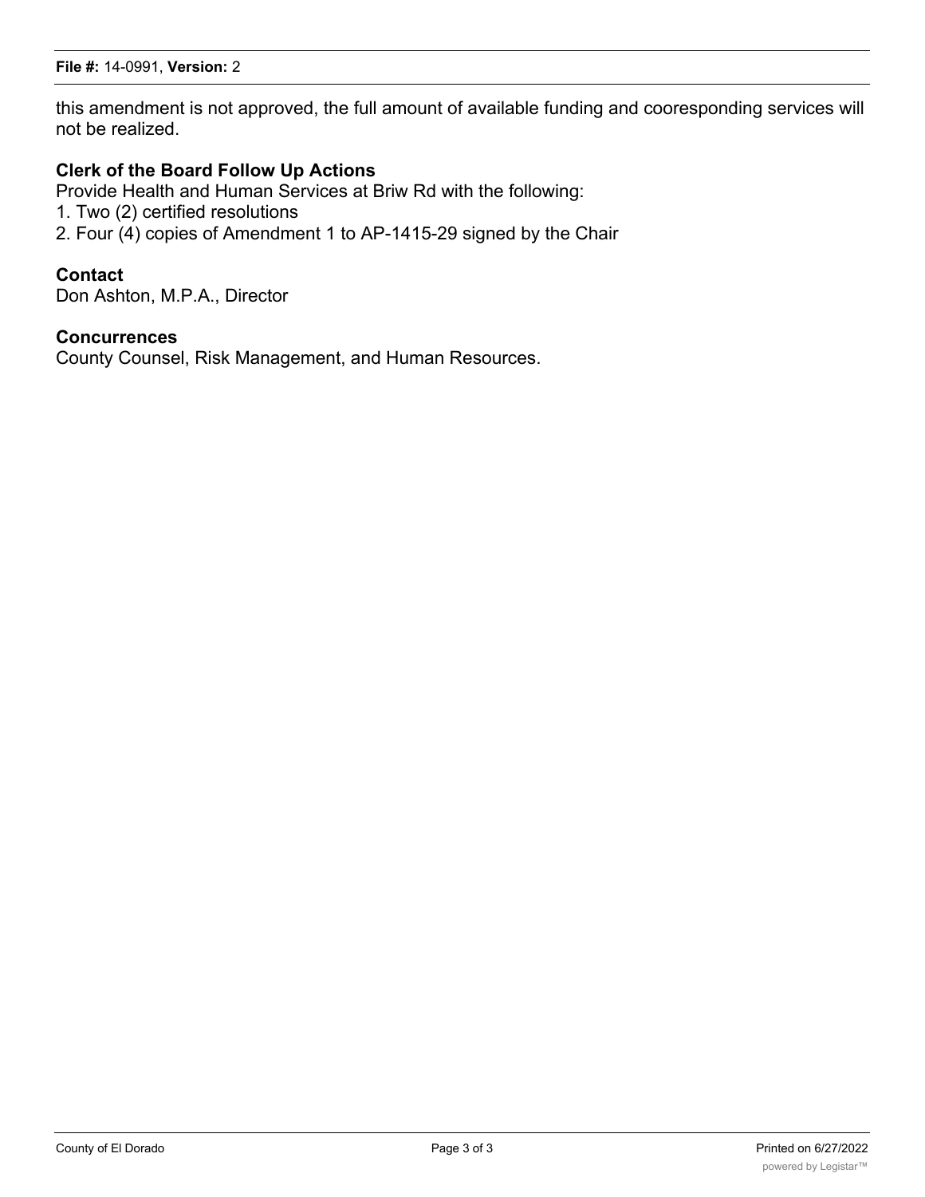this amendment is not approved, the full amount of available funding and cooresponding services will not be realized.

**Clerk of the Board Follow Up Actions**

Provide Health and Human Services at Briw Rd with the following:

1. Two (2) certified resolutions
2. Four (4) copies of Amendment 1 to AP-1415-29 signed by the Chair

**Contact**

Don Ashton, M.P.A., Director

**Concurrences**

County Counsel, Risk Management, and Human Resources.